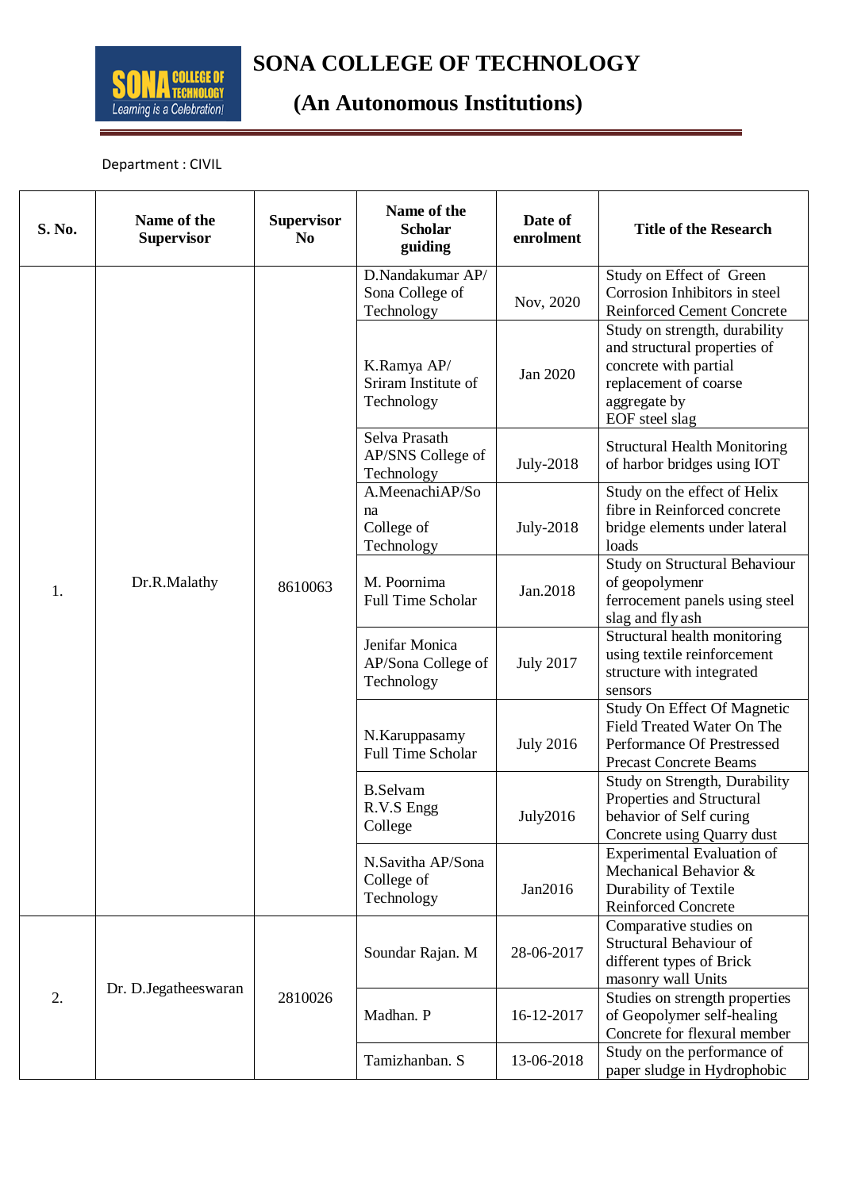# SONA COLLEGE OF TECHNOLOGY

## (An Autonomous Institutions)

Department : CIVIL

| S. No. | Name of the Supervisor | Supervisor No | Name of the Scholar guiding | Date of enrolment | Title of the Research |
|---|---|---|---|---|---|
| 1. | Dr.R.Malathy | 8610063 | D.Nandakumar AP/ Sona College of Technology | Nov, 2020 | Study on Effect of Green Corrosion Inhibitors in steel Reinforced Cement Concrete |
| | | | K.Ramya AP/ Sriram Institute of Technology | Jan 2020 | Study on strength, durability and structural properties of concrete with partial replacement of coarse aggregate by EOF steel slag |
| | | | Selva Prasath AP/SNS College of Technology | July-2018 | Structural Health Monitoring of harbor bridges using IOT |
| | | | A.MeenachiAP/Sona College of Technology | July-2018 | Study on the effect of Helix fibre in Reinforced concrete bridge elements under lateral loads |
| | | | M. Poornima Full Time Scholar | Jan.2018 | Study on Structural Behaviour of geopolymenr ferrocement panels using steel slag and fly ash |
| | | | Jenifar Monica AP/Sona College of Technology | July 2017 | Structural health monitoring using textile reinforcement structure with integrated sensors |
| | | | N.Karuppasamy Full Time Scholar | July 2016 | Study On Effect Of Magnetic Field Treated Water On The Performance Of Prestressed Precast Concrete Beams |
| | | | B.Selvam R.V.S Engg College | July2016 | Study on Strength, Durability Properties and Structural behavior of Self curing Concrete using Quarry dust |
| | | | N.Savitha AP/Sona College of Technology | Jan2016 | Experimental Evaluation of Mechanical Behavior & Durability of Textile Reinforced Concrete |
| 2. | Dr. D.Jegatheeswaran | 2810026 | Soundar Rajan. M | 28-06-2017 | Comparative studies on Structural Behaviour of different types of Brick masonry wall Units |
| | | | Madhan. P | 16-12-2017 | Studies on strength properties of Geopolymer self-healing Concrete for flexural member |
| | | | Tamizhanban. S | 13-06-2018 | Study on the performance of paper sludge in Hydrophobic |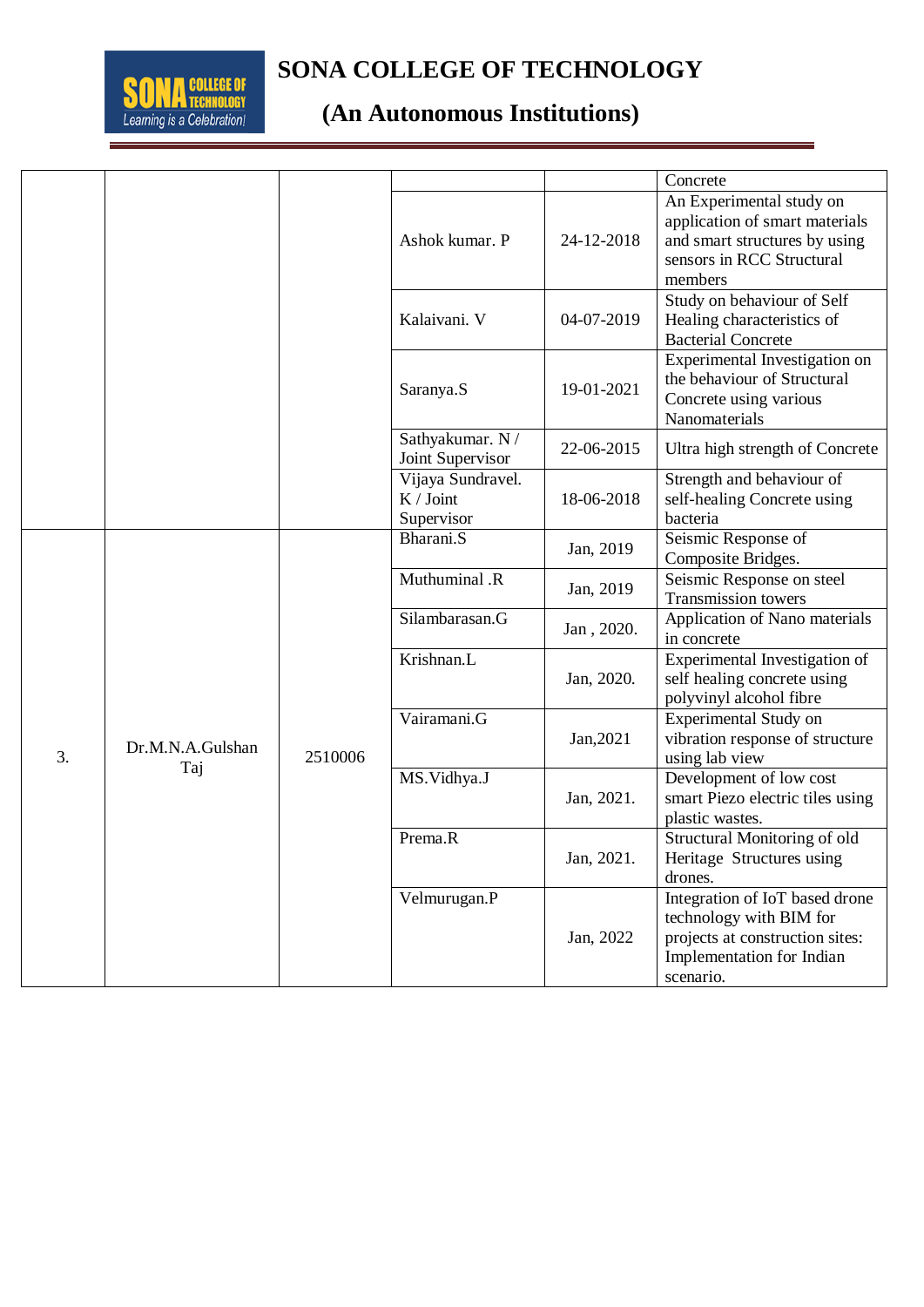# SONA COLLEGE OF TECHNOLOGY

## (An Autonomous Institutions)

| | | | | | |
|---|---|---|---|---|---|
| | | | | | Concrete |
| | | | Ashok kumar. P | 24-12-2018 | An Experimental study on application of smart materials and smart structures by using sensors in RCC Structural members |
| | | | Kalaivani. V | 04-07-2019 | Study on behaviour of Self Healing characteristics of Bacterial Concrete |
| | | | Saranya.S | 19-01-2021 | Experimental Investigation on the behaviour of Structural Concrete using various Nanomaterials |
| | | | Sathyakumar. N / Joint Supervisor | 22-06-2015 | Ultra high strength of Concrete |
| | | | Vijaya Sundravel. K / Joint Supervisor | 18-06-2018 | Strength and behaviour of self-healing Concrete using bacteria |
| 3. | Dr.M.N.A.Gulshan Taj | 2510006 | Bharani.S | Jan, 2019 | Seismic Response of Composite Bridges. |
| | | | Muthuminal .R | Jan, 2019 | Seismic Response on steel Transmission towers |
| | | | Silambarasan.G | Jan , 2020. | Application of Nano materials in concrete |
| | | | Krishnan.L | Jan, 2020. | Experimental Investigation of self healing concrete using polyvinyl alcohol fibre |
| | | | Vairamani.G | Jan,2021 | Experimental Study on vibration response of structure using lab view |
| | | | MS.Vidhya.J | Jan, 2021. | Development of low cost smart Piezo electric tiles using plastic wastes. |
| | | | Prema.R | Jan, 2021. | Structural Monitoring of old Heritage Structures using drones. |
| | | | Velmurugan.P | Jan, 2022 | Integration of IoT based drone technology with BIM for projects at construction sites: Implementation for Indian scenario. |